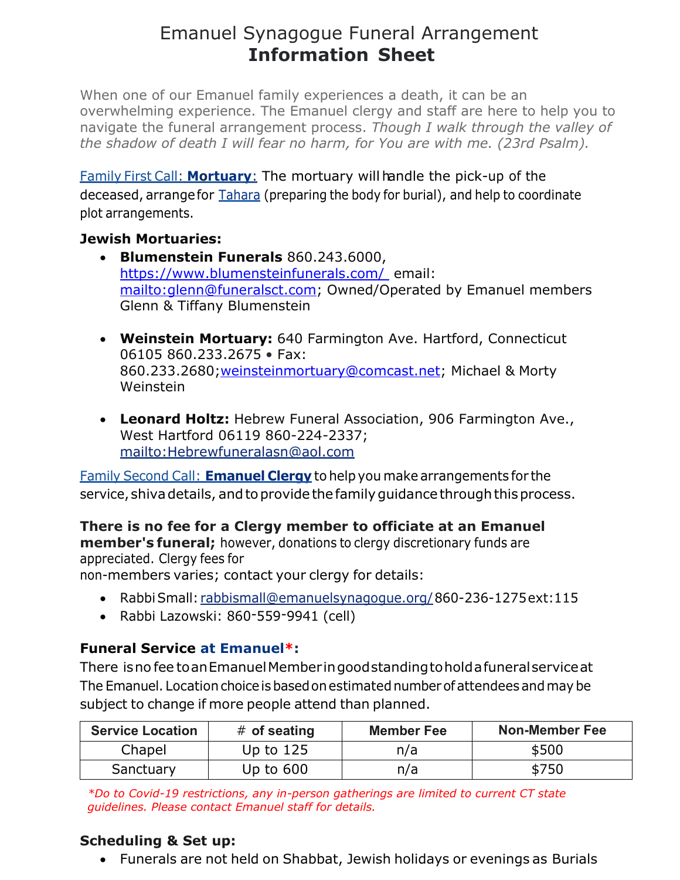# Emanuel Synagogue Funeral Arrangement
# **Information Sheet**

When one of our Emanuel family experiences a death, it can be an overwhelming experience. The Emanuel clergy and staff are here to help you to navigate the funeral arrangement process. *Though I walk through the valley of the shadow of death I will fear no harm, for You are with me. (23rd Psalm).*

Family First Call: **Mortuary**: The mortuary will handle the pick-up of the deceased, arrange for Tahara (preparing the body for burial), and help to coordinate plot arrangements.

**Jewish Mortuaries:**

- **Blumenstein Funerals** 860.243.6000, https://www.blumensteinfunerals.com/ email: mailto:glenn@funeralsct.com; Owned/Operated by Emanuel members Glenn & Tiffany Blumenstein
- **Weinstein Mortuary:** 640 Farmington Ave. Hartford, Connecticut 06105 860.233.2675 • Fax: 860.233.2680;weinsteinmortuary@comcast.net; Michael & Morty Weinstein
- **Leonard Holtz:** Hebrew Funeral Association, 906 Farmington Ave., West Hartford 06119 860-224-2337; mailto:Hebrewfuneralasn@aol.com

Family Second Call: **Emanuel Clergy** to help you make arrangements for the service, shiva details, and to provide the family guidance through this process.

**There is no fee for a Clergy member to officiate at an Emanuel member's funeral;** however, donations to clergy discretionary funds are appreciated. Clergy fees for non-members varies; contact your clergy for details:

- Rabbi Small: rabbismall@emanuelsynagogue.org/ 860-236-1275 ext:115
- Rabbi Lazowski: 860-559-9941 (cell)

### Funeral Service at Emanuel*:

There is no fee to an Emanuel Member in good standing to hold a funeral service at The Emanuel. Location choice is based on estimated number of attendees and may be subject to change if more people attend than planned.

| Service Location | # of seating | Member Fee | Non-Member Fee |
|---|---|---|---|
| Chapel | Up to 125 | n/a | $500 |
| Sanctuary | Up to 600 | n/a | $750 |

*\*Do to Covid-19 restrictions, any in-person gatherings are limited to current CT state guidelines. Please contact Emanuel staff for details.*

### Scheduling & Set up:

- Funerals are not held on Shabbat, Jewish holidays or evenings as Burials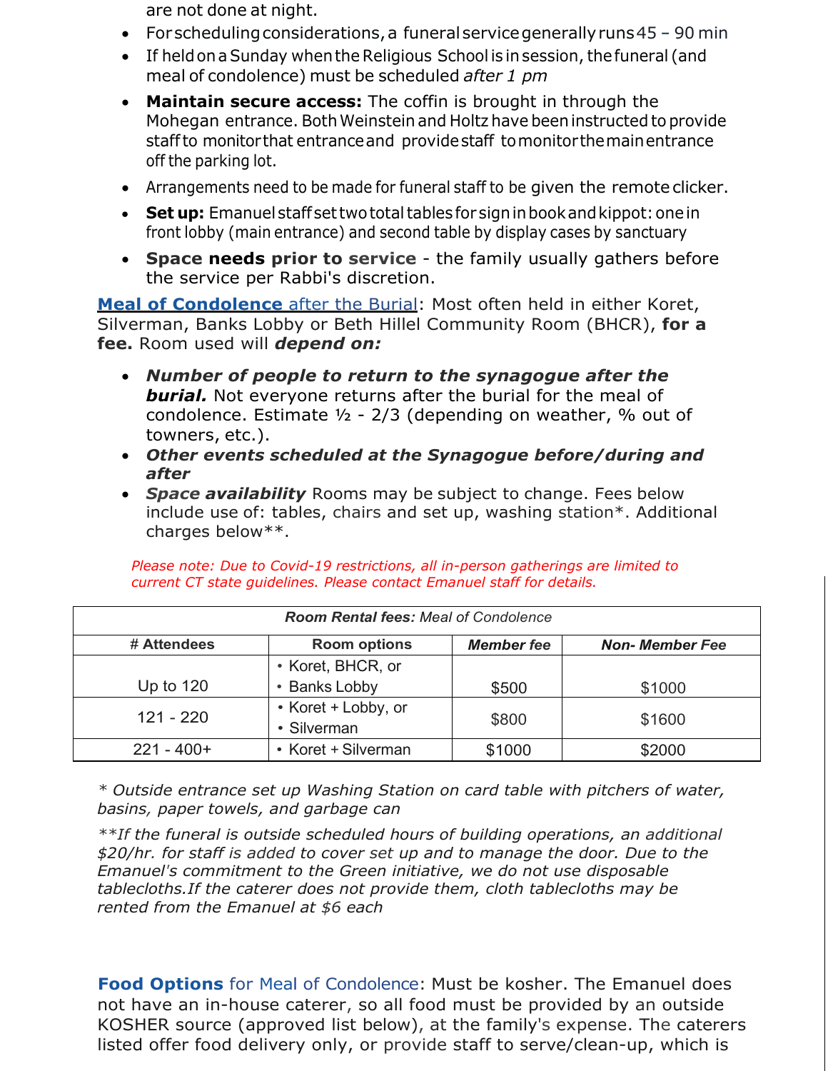are not done at night.

- For scheduling considerations, a funeral service generally runs 45 – 90 min
- If held on a Sunday when the Religious School is in session, the funeral (and meal of condolence) must be scheduled *after 1 pm*
- **Maintain secure access:** The coffin is brought in through the Mohegan entrance. Both Weinstein and Holtz have been instructed to provide staff to monitor that entrance and provide staff to monitor the main entrance off the parking lot.
- Arrangements need to be made for funeral staff to be given the remote clicker.
- **Set up:** Emanuel staff set two total tables for sign in book and kippot: one in front lobby (main entrance) and second table by display cases by sanctuary
- **Space needs prior to service** - the family usually gathers before the service per Rabbi's discretion.

**Meal of Condolence** after the Burial: Most often held in either Koret, Silverman, Banks Lobby or Beth Hillel Community Room (BHCR), **for a fee.** Room used will ***depend on:***

- ***Number of people to return to the synagogue after the burial.*** Not everyone returns after the burial for the meal of condolence. Estimate ½ - 2/3 (depending on weather, % out of towners, etc.).
- ***Other events scheduled at the Synagogue before/during and after***
- ***Space availability*** Rooms may be subject to change. Fees below include use of: tables, chairs and set up, washing station*. Additional charges below**.

*Please note: Due to Covid-19 restrictions, all in-person gatherings are limited to current CT state guidelines. Please contact Emanuel staff for details.*

| ***Room Rental fees:*** *Meal of Condolence* | | | |
|---|---|---|---|
| **# Attendees** | **Room options** | ***Member fee*** | ***Non- Member Fee*** |
| Up to 120 | • Koret, BHCR, or<br>• Banks Lobby | $500 | $1000 |
| 121 - 220 | • Koret + Lobby, or<br>• Silverman | $800 | $1600 |
| 221 - 400+ | • Koret + Silverman | $1000 | $2000 |

*\* Outside entrance set up Washing Station on card table with pitchers of water, basins, paper towels, and garbage can*

*\*\*If the funeral is outside scheduled hours of building operations, an additional $20/hr. for staff is added to cover set up and to manage the door. Due to the Emanuel's commitment to the Green initiative, we do not use disposable tablecloths. If the caterer does not provide them, cloth tablecloths may be rented from the Emanuel at $6 each*

**Food Options** for Meal of Condolence: Must be kosher. The Emanuel does not have an in-house caterer, so all food must be provided by an outside KOSHER source (approved list below), at the family's expense. The caterers listed offer food delivery only, or provide staff to serve/clean-up, which is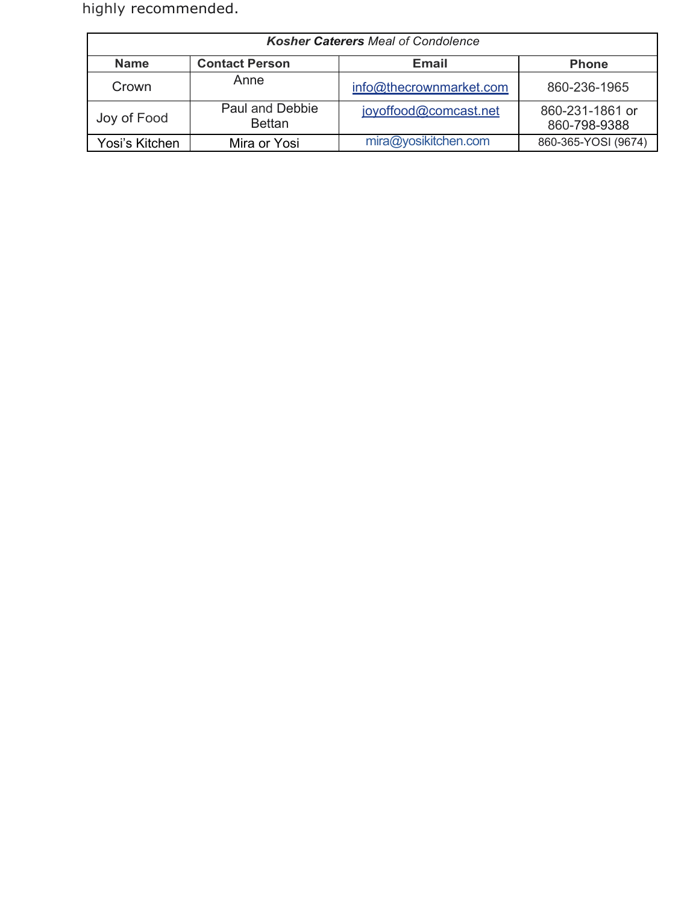highly recommended.

| ***Kosher Caterers*** *Meal of Condolence* | | | |
|---|---|---|---|
| **Name** | **Contact Person** | **Email** | **Phone** |
| Crown | Anne | info@thecrownmarket.com | 860-236-1965 |
| Joy of Food | Paul and Debbie Bettan | joyoffood@comcast.net | 860-231-1861 or 860-798-9388 |
| Yosi's Kitchen | Mira or Yosi | mira@yosikitchen.com | 860-365-YOSI (9674) |